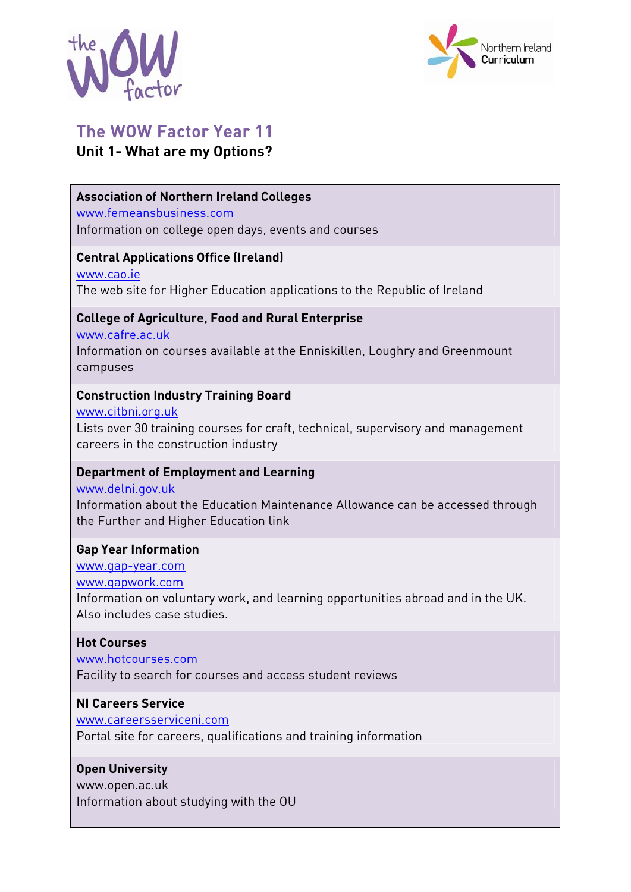# The WOW Factor Year 11

## Unit 1- What are my Options?

**Association of Northern Ireland Colleges**
www.femeansbusiness.com
Information on college open days, events and courses

**Central Applications Office (Ireland)**
www.cao.ie
The web site for Higher Education applications to the Republic of Ireland

**College of Agriculture, Food and Rural Enterprise**
www.cafre.ac.uk
Information on courses available at the Enniskillen, Loughry and Greenmount campuses

**Construction Industry Training Board**
www.citbni.org.uk
Lists over 30 training courses for craft, technical, supervisory and management careers in the construction industry

**Department of Employment and Learning**
www.delni.gov.uk
Information about the Education Maintenance Allowance can be accessed through the Further and Higher Education link

**Gap Year Information**
www.gap-year.com
www.gapwork.com
Information on voluntary work, and learning opportunities abroad and in the UK. Also includes case studies.

**Hot Courses**
www.hotcourses.com
Facility to search for courses and access student reviews

**NI Careers Service**
www.careersserviceni.com
Portal site for careers, qualifications and training information

**Open University**
www.open.ac.uk
Information about studying with the OU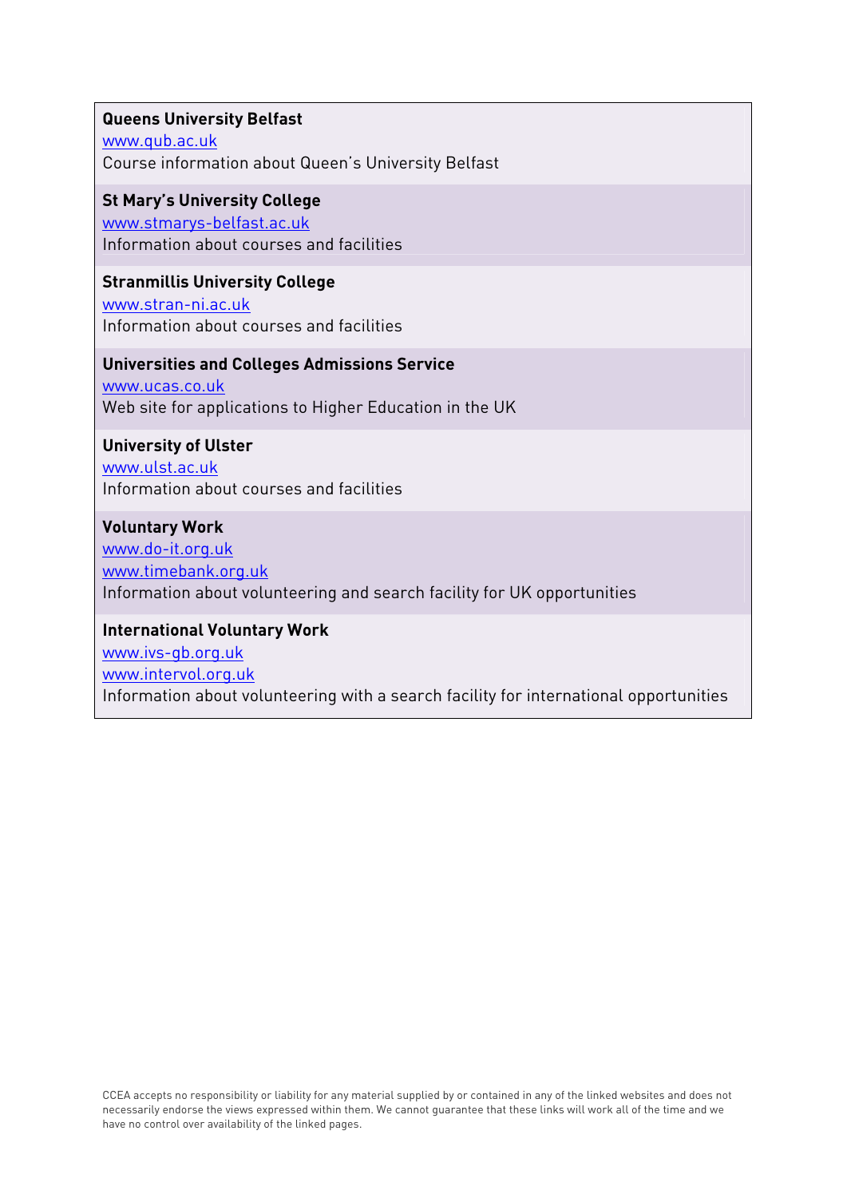**Queens University Belfast**
www.qub.ac.uk
Course information about Queen's University Belfast

**St Mary's University College**
www.stmarys-belfast.ac.uk
Information about courses and facilities

**Stranmillis University College**
www.stran-ni.ac.uk
Information about courses and facilities

**Universities and Colleges Admissions Service**
www.ucas.co.uk
Web site for applications to Higher Education in the UK

**University of Ulster**
www.ulst.ac.uk
Information about courses and facilities

**Voluntary Work**
www.do-it.org.uk
www.timebank.org.uk
Information about volunteering and search facility for UK opportunities

**International Voluntary Work**
www.ivs-gb.org.uk
www.intervol.org.uk
Information about volunteering with a search facility for international opportunities

CCEA accepts no responsibility or liability for any material supplied by or contained in any of the linked websites and does not necessarily endorse the views expressed within them. We cannot guarantee that these links will work all of the time and we have no control over availability of the linked pages.